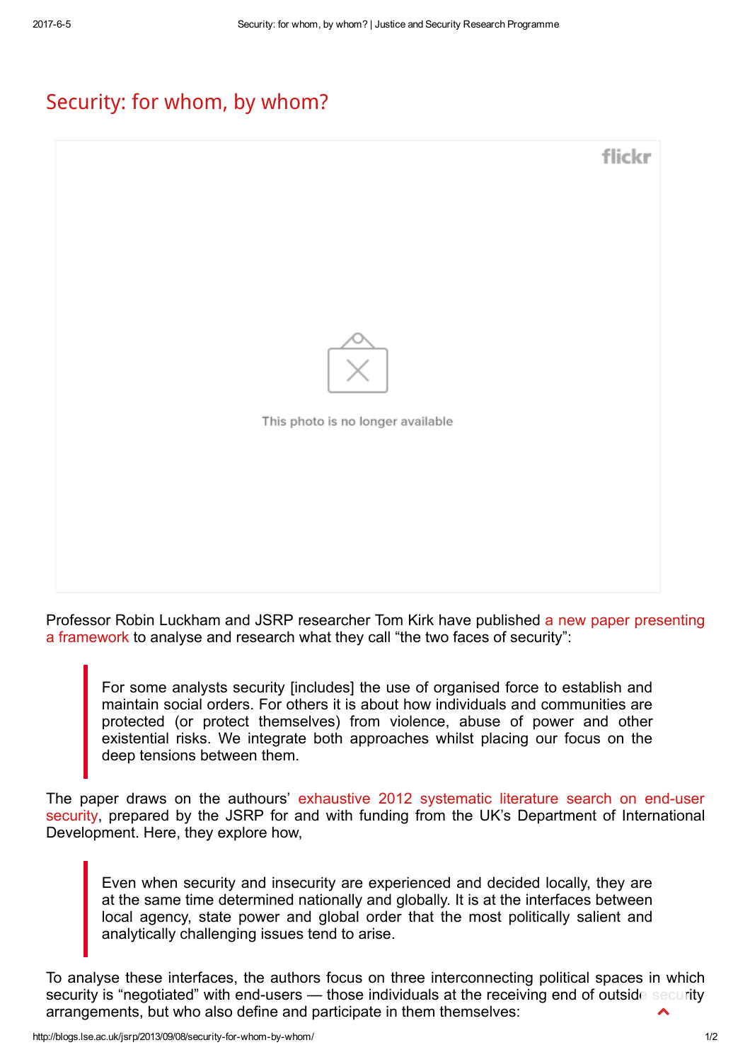# Security: for whom, by whom?

Professor Robin Luckham and JSRP researcher Tom Kirk have published a new paper presenting a framework to analyse and research what they call "the two faces of security":

> For some analysts security [includes] the use of organised force to establish and maintain social orders. For others it is about how individuals and communities are protected (or protect themselves) from violence, abuse of power and other existential risks. We integrate both approaches whilst placing our focus on the deep tensions between them.

The paper draws on the authours' exhaustive 2012 systematic literature search on end-user security, prepared by the JSRP for and with funding from the UK's Department of International Development. Here, they explore how,

> Even when security and insecurity are experienced and decided locally, they are at the same time determined nationally and globally. It is at the interfaces between local agency, state power and global order that the most politically salient and analytically challenging issues tend to arise.

To analyse these interfaces, the authors focus on three interconnecting political spaces in which security is "negotiated" with end-users — those individuals at the receiving end of outside security arrangements, but who also define and participate in them themselves: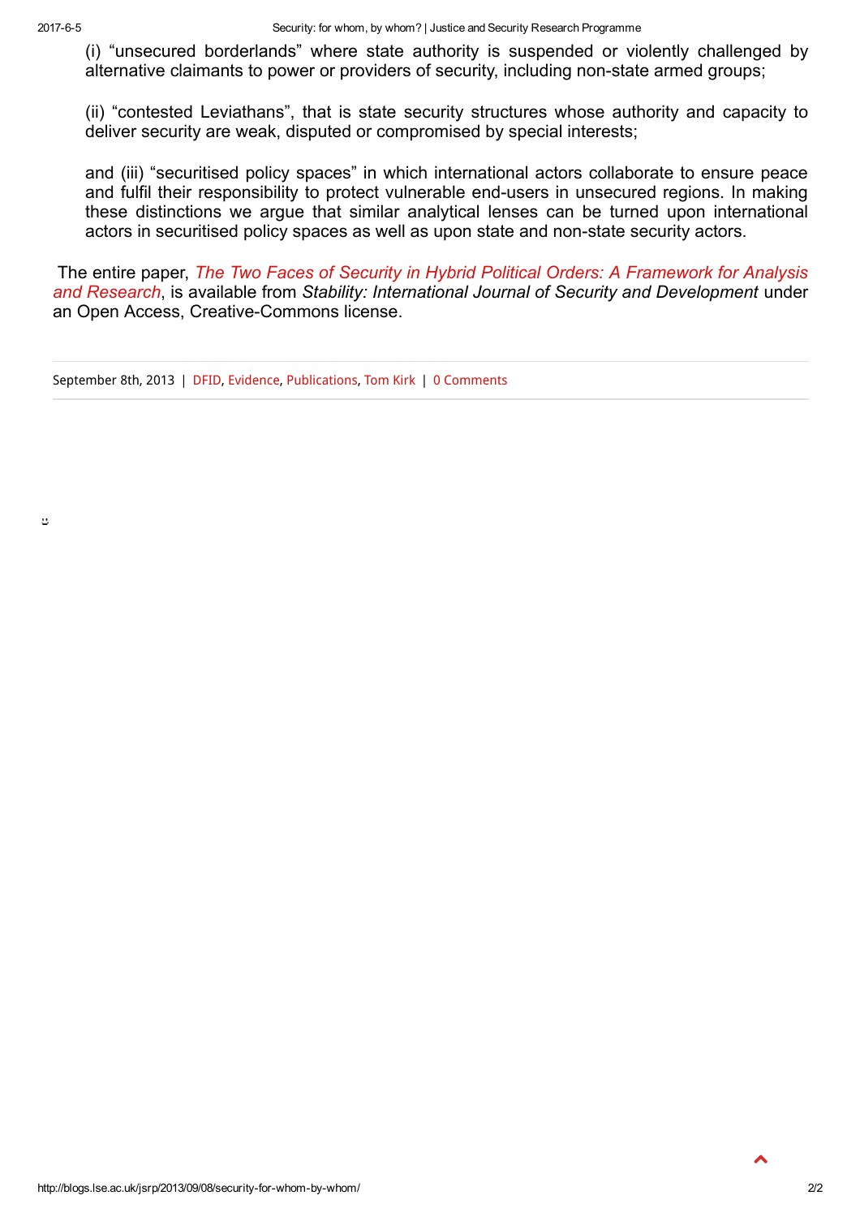(i) "unsecured borderlands" where state authority is suspended or violently challenged by alternative claimants to power or providers of security, including non-state armed groups;

(ii) "contested Leviathans", that is state security structures whose authority and capacity to deliver security are weak, disputed or compromised by special interests;

and (iii) "securitised policy spaces" in which international actors collaborate to ensure peace and fulfil their responsibility to protect vulnerable end-users in unsecured regions. In making these distinctions we argue that similar analytical lenses can be turned upon international actors in securitised policy spaces as well as upon state and non-state security actors.

The entire paper, *The Two Faces of Security in Hybrid Political Orders: A Framework for Analysis and Research*, is available from *Stability: International Journal of Security and Development* under an Open Access, Creative-Commons license.

September 8th, 2013 | DFID, Evidence, Publications, Tom Kirk | 0 Comments